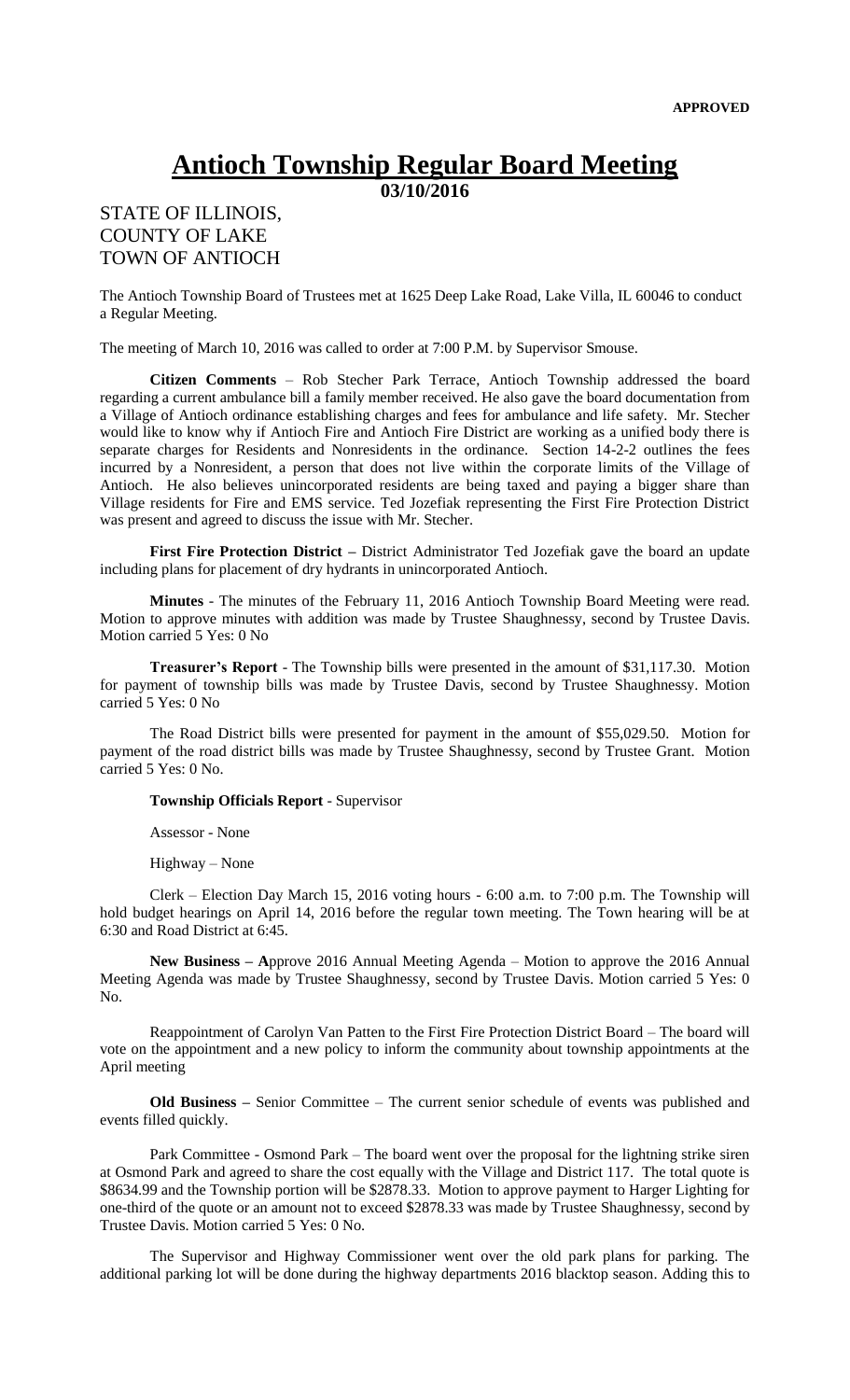**APPROVED**

# Antioch Township Regular Board Meeting

**03/10/2016**

STATE OF ILLINOIS,
COUNTY OF LAKE
TOWN OF ANTIOCH

The Antioch Township Board of Trustees met at 1625 Deep Lake Road, Lake Villa, IL 60046 to conduct a Regular Meeting.

The meeting of March 10, 2016 was called to order at 7:00 P.M. by Supervisor Smouse.

**Citizen Comments** – Rob Stecher Park Terrace, Antioch Township addressed the board regarding a current ambulance bill a family member received. He also gave the board documentation from a Village of Antioch ordinance establishing charges and fees for ambulance and life safety. Mr. Stecher would like to know why if Antioch Fire and Antioch Fire District are working as a unified body there is separate charges for Residents and Nonresidents in the ordinance. Section 14-2-2 outlines the fees incurred by a Nonresident, a person that does not live within the corporate limits of the Village of Antioch. He also believes unincorporated residents are being taxed and paying a bigger share than Village residents for Fire and EMS service. Ted Jozefiak representing the First Fire Protection District was present and agreed to discuss the issue with Mr. Stecher.

**First Fire Protection District –** District Administrator Ted Jozefiak gave the board an update including plans for placement of dry hydrants in unincorporated Antioch.

**Minutes** - The minutes of the February 11, 2016 Antioch Township Board Meeting were read. Motion to approve minutes with addition was made by Trustee Shaughnessy, second by Trustee Davis. Motion carried 5 Yes: 0 No

**Treasurer's Report** - The Township bills were presented in the amount of $31,117.30. Motion for payment of township bills was made by Trustee Davis, second by Trustee Shaughnessy. Motion carried 5 Yes: 0 No

The Road District bills were presented for payment in the amount of $55,029.50. Motion for payment of the road district bills was made by Trustee Shaughnessy, second by Trustee Grant. Motion carried 5 Yes: 0 No.

**Township Officials Report** - Supervisor

Assessor - None

Highway – None

Clerk – Election Day March 15, 2016 voting hours - 6:00 a.m. to 7:00 p.m. The Township will hold budget hearings on April 14, 2016 before the regular town meeting. The Town hearing will be at 6:30 and Road District at 6:45.

**New Business – A**pprove 2016 Annual Meeting Agenda – Motion to approve the 2016 Annual Meeting Agenda was made by Trustee Shaughnessy, second by Trustee Davis. Motion carried 5 Yes: 0 No.

Reappointment of Carolyn Van Patten to the First Fire Protection District Board – The board will vote on the appointment and a new policy to inform the community about township appointments at the April meeting

**Old Business –** Senior Committee – The current senior schedule of events was published and events filled quickly.

Park Committee - Osmond Park – The board went over the proposal for the lightning strike siren at Osmond Park and agreed to share the cost equally with the Village and District 117. The total quote is $8634.99 and the Township portion will be $2878.33. Motion to approve payment to Harger Lighting for one-third of the quote or an amount not to exceed $2878.33 was made by Trustee Shaughnessy, second by Trustee Davis. Motion carried 5 Yes: 0 No.

The Supervisor and Highway Commissioner went over the old park plans for parking. The additional parking lot will be done during the highway departments 2016 blacktop season. Adding this to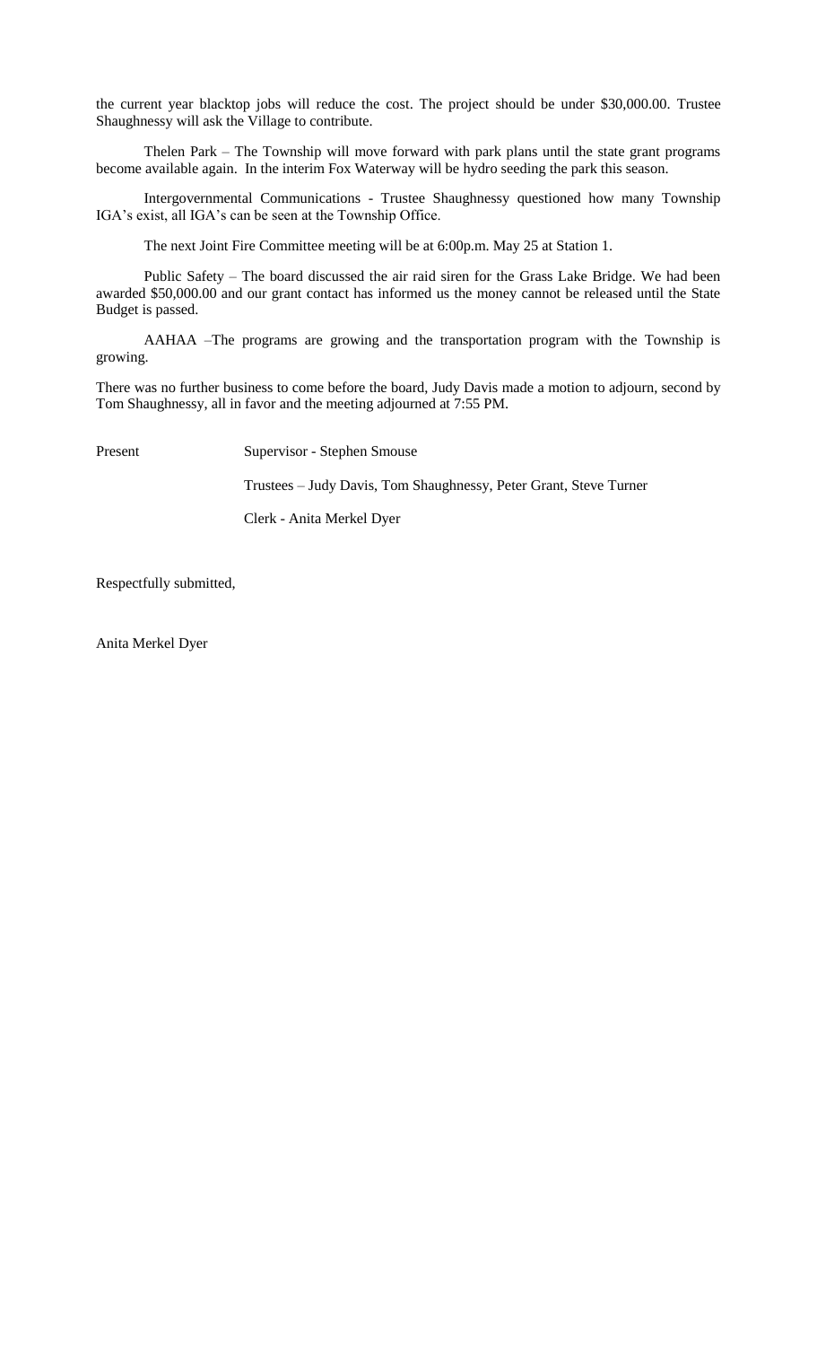the current year blacktop jobs will reduce the cost. The project should be under $30,000.00. Trustee Shaughnessy will ask the Village to contribute.

Thelen Park – The Township will move forward with park plans until the state grant programs become available again. In the interim Fox Waterway will be hydro seeding the park this season.

Intergovernmental Communications - Trustee Shaughnessy questioned how many Township IGA's exist, all IGA's can be seen at the Township Office.

The next Joint Fire Committee meeting will be at 6:00p.m. May 25 at Station 1.

Public Safety – The board discussed the air raid siren for the Grass Lake Bridge. We had been awarded $50,000.00 and our grant contact has informed us the money cannot be released until the State Budget is passed.

AAHAA –The programs are growing and the transportation program with the Township is growing.

There was no further business to come before the board, Judy Davis made a motion to adjourn, second by Tom Shaughnessy, all in favor and the meeting adjourned at 7:55 PM.

Present Supervisor - Stephen Smouse

Trustees – Judy Davis, Tom Shaughnessy, Peter Grant, Steve Turner

Clerk - Anita Merkel Dyer

Respectfully submitted,

Anita Merkel Dyer